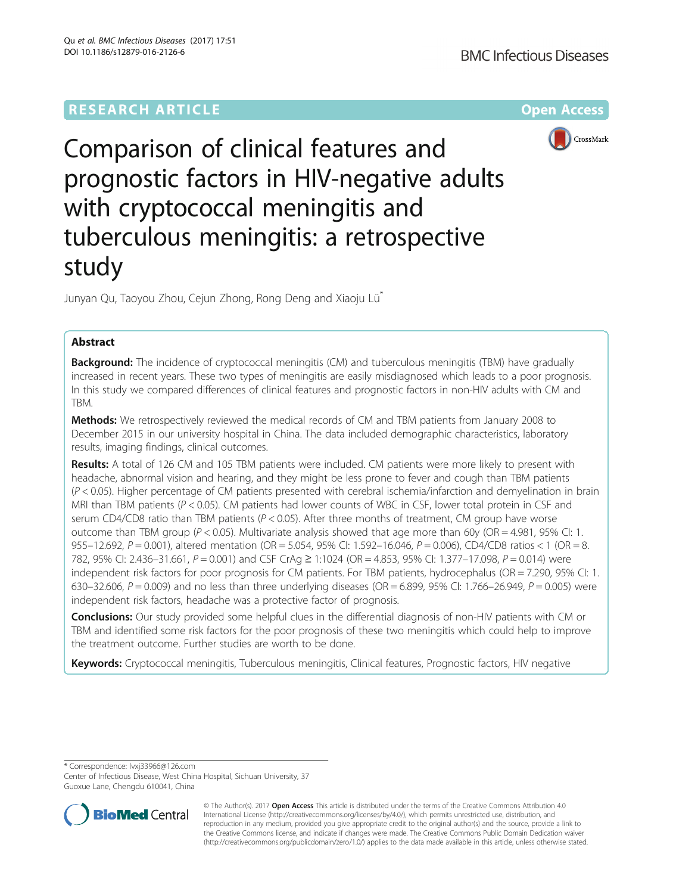RESEARCH ARTICLE

Open Access

# Comparison of clinical features and prognostic factors in HIV-negative adults with cryptococcal meningitis and tuberculous meningitis: a retrospective study

Junyan Qu, Taoyou Zhou, Cejun Zhong, Rong Deng and Xiaoju Lü*

## Abstract

**Background:** The incidence of cryptococcal meningitis (CM) and tuberculous meningitis (TBM) have gradually increased in recent years. These two types of meningitis are easily misdiagnosed which leads to a poor prognosis. In this study we compared differences of clinical features and prognostic factors in non-HIV adults with CM and TBM.

**Methods:** We retrospectively reviewed the medical records of CM and TBM patients from January 2008 to December 2015 in our university hospital in China. The data included demographic characteristics, laboratory results, imaging findings, clinical outcomes.

**Results:** A total of 126 CM and 105 TBM patients were included. CM patients were more likely to present with headache, abnormal vision and hearing, and they might be less prone to fever and cough than TBM patients ($P < 0.05$). Higher percentage of CM patients presented with cerebral ischemia/infarction and demyelination in brain MRI than TBM patients ($P < 0.05$). CM patients had lower counts of WBC in CSF, lower total protein in CSF and serum CD4/CD8 ratio than TBM patients ($P < 0.05$). After three months of treatment, CM group have worse outcome than TBM group ($P < 0.05$). Multivariate analysis showed that age more than 60y (OR = 4.981, 95% CI: 1.955–12.692, $P = 0.001$), altered mentation (OR = 5.054, 95% CI: 1.592–16.046, $P = 0.006$), CD4/CD8 ratios < 1 (OR = 8.782, 95% CI: 2.436–31.661, $P = 0.001$) and CSF CrAg ≥ 1:1024 (OR = 4.853, 95% CI: 1.377–17.098, $P = 0.014$) were independent risk factors for poor prognosis for CM patients. For TBM patients, hydrocephalus (OR = 7.290, 95% CI: 1.630–32.606, $P = 0.009$) and no less than three underlying diseases (OR = 6.899, 95% CI: 1.766–26.949, $P = 0.005$) were independent risk factors, headache was a protective factor of prognosis.

**Conclusions:** Our study provided some helpful clues in the differential diagnosis of non-HIV patients with CM or TBM and identified some risk factors for the poor prognosis of these two meningitis which could help to improve the treatment outcome. Further studies are worth to be done.

**Keywords:** Cryptococcal meningitis, Tuberculous meningitis, Clinical features, Prognostic factors, HIV negative

\* Correspondence: lvxj33966@126.com
Center of Infectious Disease, West China Hospital, Sichuan University, 37 Guoxue Lane, Chengdu 610041, China

© The Author(s). 2017 **Open Access** This article is distributed under the terms of the Creative Commons Attribution 4.0 International License (http://creativecommons.org/licenses/by/4.0/), which permits unrestricted use, distribution, and reproduction in any medium, provided you give appropriate credit to the original author(s) and the source, provide a link to the Creative Commons license, and indicate if changes were made. The Creative Commons Public Domain Dedication waiver (http://creativecommons.org/publicdomain/zero/1.0/) applies to the data made available in this article, unless otherwise stated.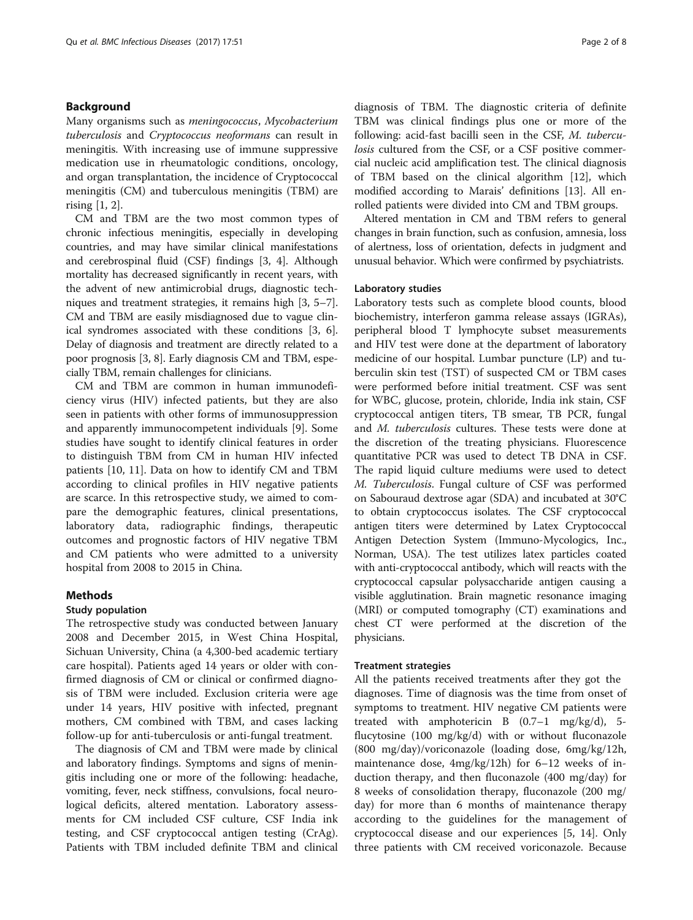## Background

Many organisms such as *meningococcus*, *Mycobacterium tuberculosis* and *Cryptococcus neoformans* can result in meningitis. With increasing use of immune suppressive medication use in rheumatologic conditions, oncology, and organ transplantation, the incidence of Cryptococcal meningitis (CM) and tuberculous meningitis (TBM) are rising [1, 2].

CM and TBM are the two most common types of chronic infectious meningitis, especially in developing countries, and may have similar clinical manifestations and cerebrospinal fluid (CSF) findings [3, 4]. Although mortality has decreased significantly in recent years, with the advent of new antimicrobial drugs, diagnostic techniques and treatment strategies, it remains high [3, 5–7]. CM and TBM are easily misdiagnosed due to vague clinical syndromes associated with these conditions [3, 6]. Delay of diagnosis and treatment are directly related to a poor prognosis [3, 8]. Early diagnosis CM and TBM, especially TBM, remain challenges for clinicians.

CM and TBM are common in human immunodeficiency virus (HIV) infected patients, but they are also seen in patients with other forms of immunosuppression and apparently immunocompetent individuals [9]. Some studies have sought to identify clinical features in order to distinguish TBM from CM in human HIV infected patients [10, 11]. Data on how to identify CM and TBM according to clinical profiles in HIV negative patients are scarce. In this retrospective study, we aimed to compare the demographic features, clinical presentations, laboratory data, radiographic findings, therapeutic outcomes and prognostic factors of HIV negative TBM and CM patients who were admitted to a university hospital from 2008 to 2015 in China.

## Methods

### Study population

The retrospective study was conducted between January 2008 and December 2015, in West China Hospital, Sichuan University, China (a 4,300-bed academic tertiary care hospital). Patients aged 14 years or older with confirmed diagnosis of CM or clinical or confirmed diagnosis of TBM were included. Exclusion criteria were age under 14 years, HIV positive with infected, pregnant mothers, CM combined with TBM, and cases lacking follow-up for anti-tuberculosis or anti-fungal treatment.

The diagnosis of CM and TBM were made by clinical and laboratory findings. Symptoms and signs of meningitis including one or more of the following: headache, vomiting, fever, neck stiffness, convulsions, focal neurological deficits, altered mentation. Laboratory assessments for CM included CSF culture, CSF India ink testing, and CSF cryptococcal antigen testing (CrAg). Patients with TBM included definite TBM and clinical diagnosis of TBM. The diagnostic criteria of definite TBM was clinical findings plus one or more of the following: acid-fast bacilli seen in the CSF, *M. tuberculosis* cultured from the CSF, or a CSF positive commercial nucleic acid amplification test. The clinical diagnosis of TBM based on the clinical algorithm [12], which modified according to Marais' definitions [13]. All enrolled patients were divided into CM and TBM groups.

Altered mentation in CM and TBM refers to general changes in brain function, such as confusion, amnesia, loss of alertness, loss of orientation, defects in judgment and unusual behavior. Which were confirmed by psychiatrists.

### Laboratory studies

Laboratory tests such as complete blood counts, blood biochemistry, interferon gamma release assays (IGRAs), peripheral blood T lymphocyte subset measurements and HIV test were done at the department of laboratory medicine of our hospital. Lumbar puncture (LP) and tuberculin skin test (TST) of suspected CM or TBM cases were performed before initial treatment. CSF was sent for WBC, glucose, protein, chloride, India ink stain, CSF cryptococcal antigen titers, TB smear, TB PCR, fungal and *M. tuberculosis* cultures. These tests were done at the discretion of the treating physicians. Fluorescence quantitative PCR was used to detect TB DNA in CSF. The rapid liquid culture mediums were used to detect *M. Tuberculosis*. Fungal culture of CSF was performed on Sabouraud dextrose agar (SDA) and incubated at 30°C to obtain cryptococcus isolates. The CSF cryptococcal antigen titers were determined by Latex Cryptococcal Antigen Detection System (Immuno-Mycologics, Inc., Norman, USA). The test utilizes latex particles coated with anti-cryptococcal antibody, which will reacts with the cryptococcal capsular polysaccharide antigen causing a visible agglutination. Brain magnetic resonance imaging (MRI) or computed tomography (CT) examinations and chest CT were performed at the discretion of the physicians.

### Treatment strategies

All the patients received treatments after they got the diagnoses. Time of diagnosis was the time from onset of symptoms to treatment. HIV negative CM patients were treated with amphotericin B (0.7–1 mg/kg/d), 5-flucytosine (100 mg/kg/d) with or without fluconazole (800 mg/day)/voriconazole (loading dose, 6mg/kg/12h, maintenance dose, 4mg/kg/12h) for 6–12 weeks of induction therapy, and then fluconazole (400 mg/day) for 8 weeks of consolidation therapy, fluconazole (200 mg/day) for more than 6 months of maintenance therapy according to the guidelines for the management of cryptococcal disease and our experiences [5, 14]. Only three patients with CM received voriconazole. Because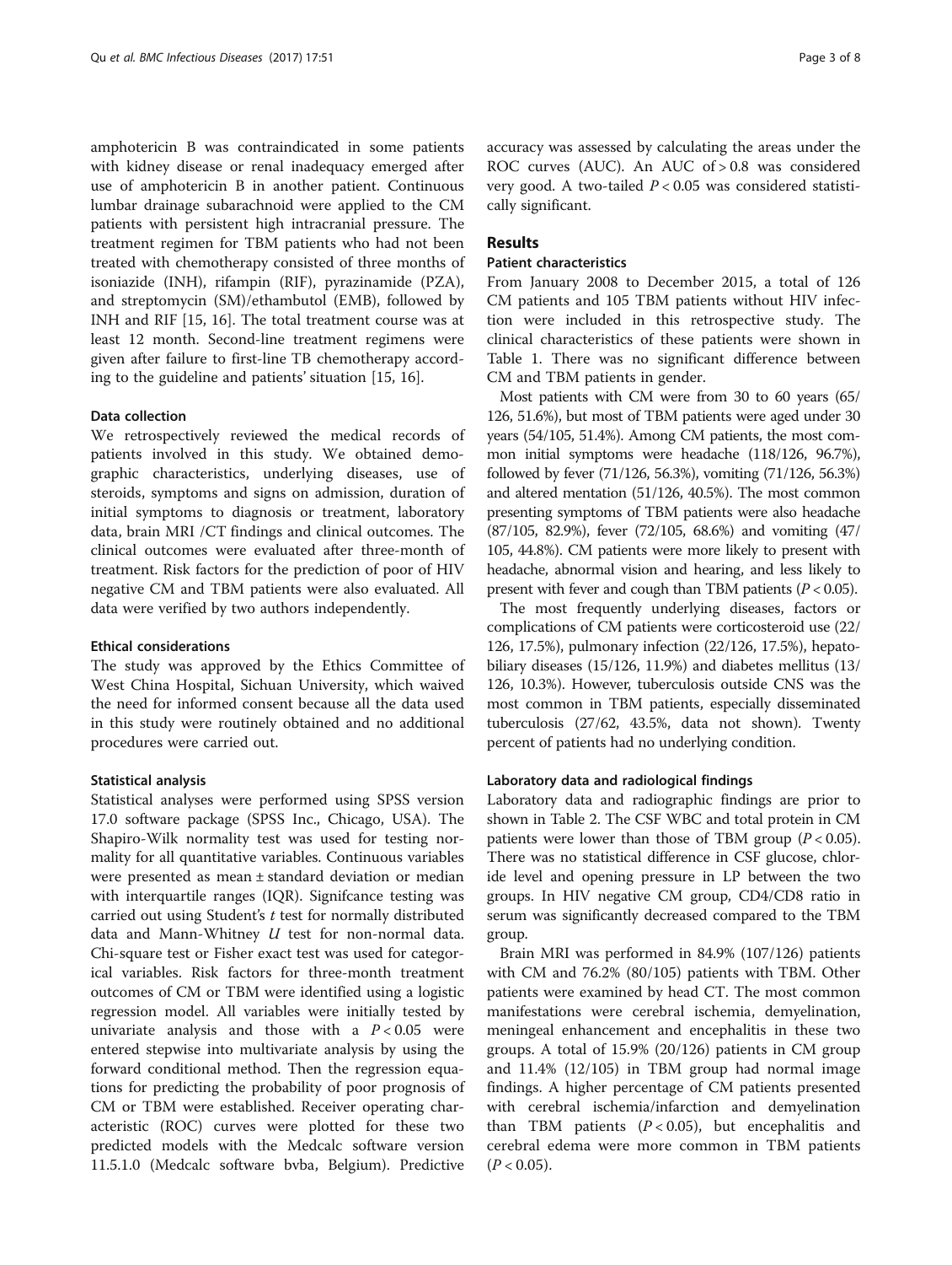amphotericin B was contraindicated in some patients with kidney disease or renal inadequacy emerged after use of amphotericin B in another patient. Continuous lumbar drainage subarachnoid were applied to the CM patients with persistent high intracranial pressure. The treatment regimen for TBM patients who had not been treated with chemotherapy consisted of three months of isoniazide (INH), rifampin (RIF), pyrazinamide (PZA), and streptomycin (SM)/ethambutol (EMB), followed by INH and RIF [15, 16]. The total treatment course was at least 12 month. Second-line treatment regimens were given after failure to first-line TB chemotherapy according to the guideline and patients' situation [15, 16].

### Data collection

We retrospectively reviewed the medical records of patients involved in this study. We obtained demographic characteristics, underlying diseases, use of steroids, symptoms and signs on admission, duration of initial symptoms to diagnosis or treatment, laboratory data, brain MRI /CT findings and clinical outcomes. The clinical outcomes were evaluated after three-month of treatment. Risk factors for the prediction of poor of HIV negative CM and TBM patients were also evaluated. All data were verified by two authors independently.

### Ethical considerations

The study was approved by the Ethics Committee of West China Hospital, Sichuan University, which waived the need for informed consent because all the data used in this study were routinely obtained and no additional procedures were carried out.

### Statistical analysis

Statistical analyses were performed using SPSS version 17.0 software package (SPSS Inc., Chicago, USA). The Shapiro-Wilk normality test was used for testing normality for all quantitative variables. Continuous variables were presented as mean ± standard deviation or median with interquartile ranges (IQR). Signifcance testing was carried out using Student's *t* test for normally distributed data and Mann-Whitney *U* test for non-normal data. Chi-square test or Fisher exact test was used for categorical variables. Risk factors for three-month treatment outcomes of CM or TBM were identified using a logistic regression model. All variables were initially tested by univariate analysis and those with a $P < 0.05$ were entered stepwise into multivariate analysis by using the forward conditional method. Then the regression equations for predicting the probability of poor prognosis of CM or TBM were established. Receiver operating characteristic (ROC) curves were plotted for these two predicted models with the Medcalc software version 11.5.1.0 (Medcalc software bvba, Belgium). Predictive accuracy was assessed by calculating the areas under the ROC curves (AUC). An AUC of > 0.8 was considered very good. A two-tailed $P < 0.05$ was considered statistically significant.

## Results

### Patient characteristics

From January 2008 to December 2015, a total of 126 CM patients and 105 TBM patients without HIV infection were included in this retrospective study. The clinical characteristics of these patients were shown in Table 1. There was no significant difference between CM and TBM patients in gender.

Most patients with CM were from 30 to 60 years (65/126, 51.6%), but most of TBM patients were aged under 30 years (54/105, 51.4%). Among CM patients, the most common initial symptoms were headache (118/126, 96.7%), followed by fever (71/126, 56.3%), vomiting (71/126, 56.3%) and altered mentation (51/126, 40.5%). The most common presenting symptoms of TBM patients were also headache (87/105, 82.9%), fever (72/105, 68.6%) and vomiting (47/105, 44.8%). CM patients were more likely to present with headache, abnormal vision and hearing, and less likely to present with fever and cough than TBM patients ($P < 0.05$).

The most frequently underlying diseases, factors or complications of CM patients were corticosteroid use (22/126, 17.5%), pulmonary infection (22/126, 17.5%), hepatobiliary diseases (15/126, 11.9%) and diabetes mellitus (13/126, 10.3%). However, tuberculosis outside CNS was the most common in TBM patients, especially disseminated tuberculosis (27/62, 43.5%, data not shown). Twenty percent of patients had no underlying condition.

### Laboratory data and radiological findings

Laboratory data and radiographic findings are prior to shown in Table 2. The CSF WBC and total protein in CM patients were lower than those of TBM group ($P < 0.05$). There was no statistical difference in CSF glucose, chloride level and opening pressure in LP between the two groups. In HIV negative CM group, CD4/CD8 ratio in serum was significantly decreased compared to the TBM group.

Brain MRI was performed in 84.9% (107/126) patients with CM and 76.2% (80/105) patients with TBM. Other patients were examined by head CT. The most common manifestations were cerebral ischemia, demyelination, meningeal enhancement and encephalitis in these two groups. A total of 15.9% (20/126) patients in CM group and 11.4% (12/105) in TBM group had normal image findings. A higher percentage of CM patients presented with cerebral ischemia/infarction and demyelination than TBM patients ($P < 0.05$), but encephalitis and cerebral edema were more common in TBM patients ($P < 0.05$).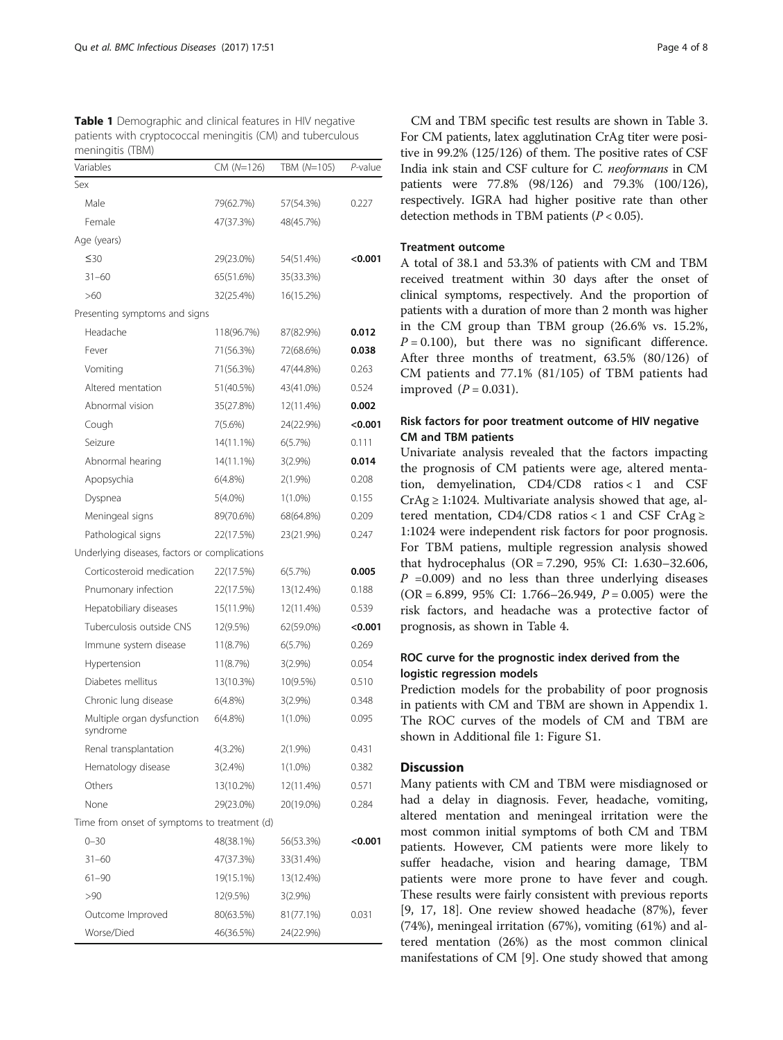**Table 1** Demographic and clinical features in HIV negative patients with cryptococcal meningitis (CM) and tuberculous meningitis (TBM)

| Variables | CM (N=126) | TBM (N=105) | P-value |
|---|---|---|---|
| Sex | | | |
| Male | 79(62.7%) | 57(54.3%) | 0.227 |
| Female | 47(37.3%) | 48(45.7%) | |
| Age (years) | | | |
| ≤30 | 29(23.0%) | 54(51.4%) | **<0.001** |
| 31–60 | 65(51.6%) | 35(33.3%) | |
| >60 | 32(25.4%) | 16(15.2%) | |
| Presenting symptoms and signs | | | |
| Headache | 118(96.7%) | 87(82.9%) | **0.012** |
| Fever | 71(56.3%) | 72(68.6%) | **0.038** |
| Vomiting | 71(56.3%) | 47(44.8%) | 0.263 |
| Altered mentation | 51(40.5%) | 43(41.0%) | 0.524 |
| Abnormal vision | 35(27.8%) | 12(11.4%) | **0.002** |
| Cough | 7(5.6%) | 24(22.9%) | **<0.001** |
| Seizure | 14(11.1%) | 6(5.7%) | 0.111 |
| Abnormal hearing | 14(11.1%) | 3(2.9%) | **0.014** |
| Apopsychia | 6(4.8%) | 2(1.9%) | 0.208 |
| Dyspnea | 5(4.0%) | 1(1.0%) | 0.155 |
| Meningeal signs | 89(70.6%) | 68(64.8%) | 0.209 |
| Pathological signs | 22(17.5%) | 23(21.9%) | 0.247 |
| Underlying diseases, factors or complications | | | |
| Corticosteroid medication | 22(17.5%) | 6(5.7%) | **0.005** |
| Pnumonary infection | 22(17.5%) | 13(12.4%) | 0.188 |
| Hepatobiliary diseases | 15(11.9%) | 12(11.4%) | 0.539 |
| Tuberculosis outside CNS | 12(9.5%) | 62(59.0%) | **<0.001** |
| Immune system disease | 11(8.7%) | 6(5.7%) | 0.269 |
| Hypertension | 11(8.7%) | 3(2.9%) | 0.054 |
| Diabetes mellitus | 13(10.3%) | 10(9.5%) | 0.510 |
| Chronic lung disease | 6(4.8%) | 3(2.9%) | 0.348 |
| Multiple organ dysfunction syndrome | 6(4.8%) | 1(1.0%) | 0.095 |
| Renal transplantation | 4(3.2%) | 2(1.9%) | 0.431 |
| Hematology disease | 3(2.4%) | 1(1.0%) | 0.382 |
| Others | 13(10.2%) | 12(11.4%) | 0.571 |
| None | 29(23.0%) | 20(19.0%) | 0.284 |
| Time from onset of symptoms to treatment (d) | | | |
| 0–30 | 48(38.1%) | 56(53.3%) | **<0.001** |
| 31–60 | 47(37.3%) | 33(31.4%) | |
| 61–90 | 19(15.1%) | 13(12.4%) | |
| >90 | 12(9.5%) | 3(2.9%) | |
| Outcome Improved | 80(63.5%) | 81(77.1%) | 0.031 |
| Worse/Died | 46(36.5%) | 24(22.9%) | |

CM and TBM specific test results are shown in Table 3. For CM patients, latex agglutination CrAg titer were positive in 99.2% (125/126) of them. The positive rates of CSF India ink stain and CSF culture for *C. neoformans* in CM patients were 77.8% (98/126) and 79.3% (100/126), respectively. IGRA had higher positive rate than other detection methods in TBM patients ($P < 0.05$).

### Treatment outcome

A total of 38.1 and 53.3% of patients with CM and TBM received treatment within 30 days after the onset of clinical symptoms, respectively. And the proportion of patients with a duration of more than 2 month was higher in the CM group than TBM group (26.6% vs. 15.2%, $P = 0.100$), but there was no significant difference. After three months of treatment, 63.5% (80/126) of CM patients and 77.1% (81/105) of TBM patients had improved ($P = 0.031$).

### Risk factors for poor treatment outcome of HIV negative CM and TBM patients

Univariate analysis revealed that the factors impacting the prognosis of CM patients were age, altered mentation, demyelination, CD4/CD8 ratios < 1 and CSF CrAg ≥ 1:1024. Multivariate analysis showed that age, altered mentation, CD4/CD8 ratios < 1 and CSF CrAg ≥ 1:1024 were independent risk factors for poor prognosis. For TBM patiens, multiple regression analysis showed that hydrocephalus (OR = 7.290, 95% CI: 1.630–32.606, $P$ =0.009) and no less than three underlying diseases (OR = 6.899, 95% CI: 1.766–26.949, $P = 0.005$) were the risk factors, and headache was a protective factor of prognosis, as shown in Table 4.

### ROC curve for the prognostic index derived from the logistic regression models

Prediction models for the probability of poor prognosis in patients with CM and TBM are shown in Appendix 1. The ROC curves of the models of CM and TBM are shown in Additional file 1: Figure S1.

## Discussion

Many patients with CM and TBM were misdiagnosed or had a delay in diagnosis. Fever, headache, vomiting, altered mentation and meningeal irritation were the most common initial symptoms of both CM and TBM patients. However, CM patients were more likely to suffer headache, vision and hearing damage, TBM patients were more prone to have fever and cough. These results were fairly consistent with previous reports [9, 17, 18]. One review showed headache (87%), fever (74%), meningeal irritation (67%), vomiting (61%) and altered mentation (26%) as the most common clinical manifestations of CM [9]. One study showed that among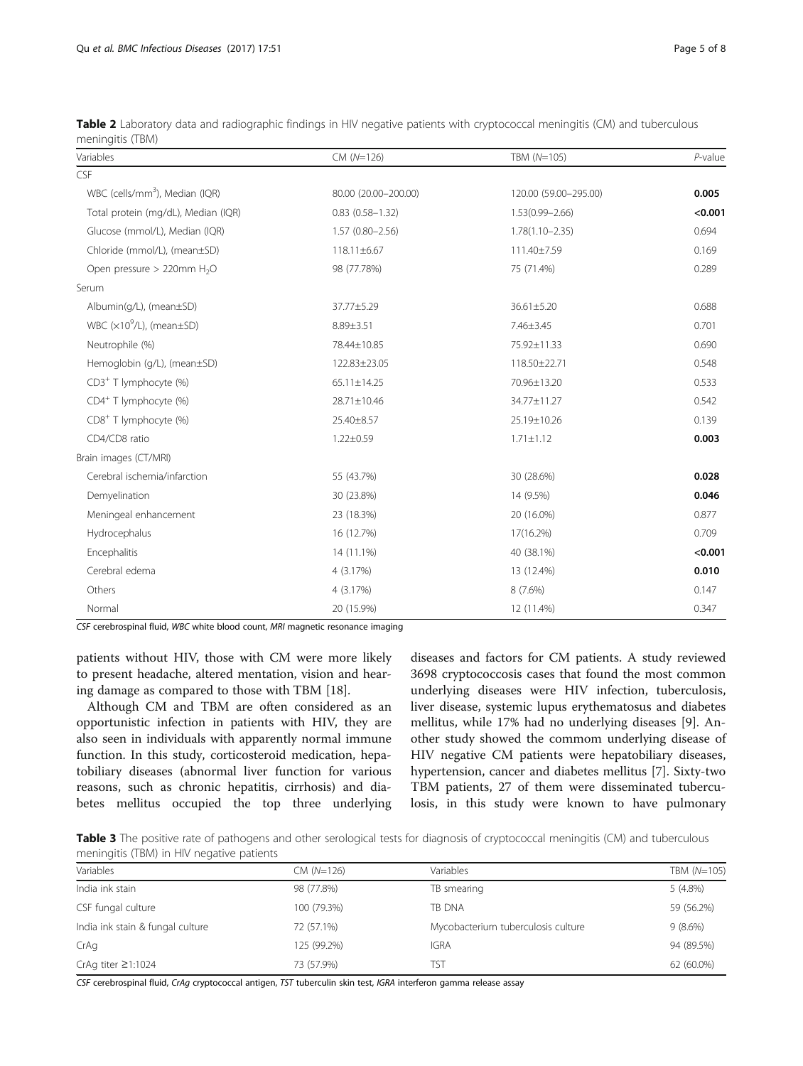**Table 2** Laboratory data and radiographic findings in HIV negative patients with cryptococcal meningitis (CM) and tuberculous meningitis (TBM)

| Variables | CM (*N*=126) | TBM (*N*=105) | *P*-value |
|---|---|---|---|
| CSF | | | |
| WBC (cells/mm$^3$), Median (IQR) | 80.00 (20.00–200.00) | 120.00 (59.00–295.00) | **0.005** |
| Total protein (mg/dL), Median (IQR) | 0.83 (0.58–1.32) | 1.53(0.99–2.66) | **<0.001** |
| Glucose (mmol/L), Median (IQR) | 1.57 (0.80–2.56) | 1.78(1.10–2.35) | 0.694 |
| Chloride (mmol/L), (mean±SD) | 118.11±6.67 | 111.40±7.59 | 0.169 |
| Open pressure > 220mm $H_2O$ | 98 (77.78%) | 75 (71.4%) | 0.289 |
| Serum | | | |
| Albumin(g/L), (mean±SD) | 37.77±5.29 | 36.61±5.20 | 0.688 |
| WBC ($\times 10^9$/L), (mean±SD) | 8.89±3.51 | 7.46±3.45 | 0.701 |
| Neutrophile (%) | 78.44±10.85 | 75.92±11.33 | 0.690 |
| Hemoglobin (g/L), (mean±SD) | 122.83±23.05 | 118.50±22.71 | 0.548 |
| $CD3^+$ T lymphocyte (%) | 65.11±14.25 | 70.96±13.20 | 0.533 |
| $CD4^+$ T lymphocyte (%) | 28.71±10.46 | 34.77±11.27 | 0.542 |
| $CD8^+$ T lymphocyte (%) | 25.40±8.57 | 25.19±10.26 | 0.139 |
| CD4/CD8 ratio | 1.22±0.59 | 1.71±1.12 | **0.003** |
| Brain images (CT/MRI) | | | |
| Cerebral ischemia/infarction | 55 (43.7%) | 30 (28.6%) | **0.028** |
| Demyelination | 30 (23.8%) | 14 (9.5%) | **0.046** |
| Meningeal enhancement | 23 (18.3%) | 20 (16.0%) | 0.877 |
| Hydrocephalus | 16 (12.7%) | 17(16.2%) | 0.709 |
| Encephalitis | 14 (11.1%) | 40 (38.1%) | **<0.001** |
| Cerebral edema | 4 (3.17%) | 13 (12.4%) | **0.010** |
| Others | 4 (3.17%) | 8 (7.6%) | 0.147 |
| Normal | 20 (15.9%) | 12 (11.4%) | 0.347 |

*CSF* cerebrospinal fluid, *WBC* white blood count, *MRI* magnetic resonance imaging

patients without HIV, those with CM were more likely to present headache, altered mentation, vision and hearing damage as compared to those with TBM [18].

Although CM and TBM are often considered as an opportunistic infection in patients with HIV, they are also seen in individuals with apparently normal immune function. In this study, corticosteroid medication, hepatobiliary diseases (abnormal liver function for various reasons, such as chronic hepatitis, cirrhosis) and diabetes mellitus occupied the top three underlying diseases and factors for CM patients. A study reviewed 3698 cryptococcosis cases that found the most common underlying diseases were HIV infection, tuberculosis, liver disease, systemic lupus erythematosus and diabetes mellitus, while 17% had no underlying diseases [9]. Another study showed the commom underlying disease of HIV negative CM patients were hepatobiliary diseases, hypertension, cancer and diabetes mellitus [7]. Sixty-two TBM patients, 27 of them were disseminated tuberculosis, in this study were known to have pulmonary

**Table 3** The positive rate of pathogens and other serological tests for diagnosis of cryptococcal meningitis (CM) and tuberculous meningitis (TBM) in HIV negative patients

| Variables | CM (*N*=126) | Variables | TBM (*N*=105) |
|---|---|---|---|
| India ink stain | 98 (77.8%) | TB smearing | 5 (4.8%) |
| CSF fungal culture | 100 (79.3%) | TB DNA | 59 (56.2%) |
| India ink stain & fungal culture | 72 (57.1%) | Mycobacterium tuberculosis culture | 9 (8.6%) |
| CrAg | 125 (99.2%) | IGRA | 94 (89.5%) |
| CrAg titer ≥1:1024 | 73 (57.9%) | TST | 62 (60.0%) |

*CSF* cerebrospinal fluid, *CrAg* cryptococcal antigen, *TST* tuberculin skin test, *IGRA* interferon gamma release assay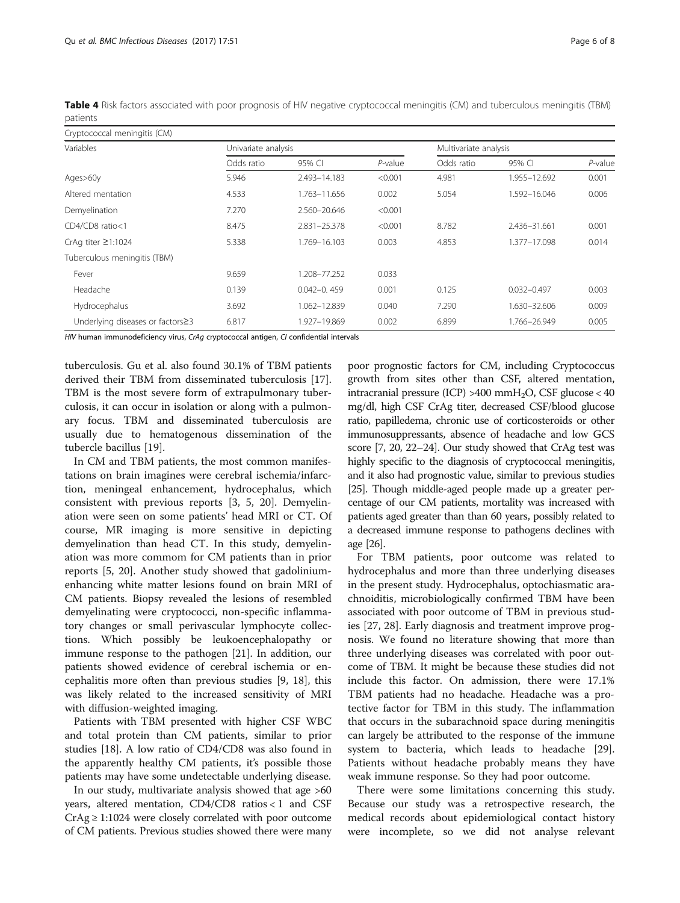**Table 4** Risk factors associated with poor prognosis of HIV negative cryptococcal meningitis (CM) and tuberculous meningitis (TBM) patients

| Cryptococcal meningitis (CM) | | | | | | |
|---|---|---|---|---|---|---|
| Variables | Univariate analysis | | | Multivariate analysis | | |
| | Odds ratio | 95% CI | *P*-value | Odds ratio | 95% CI | *P*-value |
| Ages>60y | 5.946 | 2.493–14.183 | <0.001 | 4.981 | 1.955–12.692 | 0.001 |
| Altered mentation | 4.533 | 1.763–11.656 | 0.002 | 5.054 | 1.592–16.046 | 0.006 |
| Demyelination | 7.270 | 2.560–20.646 | <0.001 | | | |
| CD4/CD8 ratio<1 | 8.475 | 2.831–25.378 | <0.001 | 8.782 | 2.436–31.661 | 0.001 |
| CrAg titer ≥1:1024 | 5.338 | 1.769–16.103 | 0.003 | 4.853 | 1.377–17.098 | 0.014 |
| Tuberculous meningitis (TBM) | | | | | | |
| Fever | 9.659 | 1.208–77.252 | 0.033 | | | |
| Headache | 0.139 | 0.042–0. 459 | 0.001 | 0.125 | 0.032–0.497 | 0.003 |
| Hydrocephalus | 3.692 | 1.062–12.839 | 0.040 | 7.290 | 1.630–32.606 | 0.009 |
| Underlying diseases or factors≥3 | 6.817 | 1.927–19.869 | 0.002 | 6.899 | 1.766–26.949 | 0.005 |

*HIV* human immunodeficiency virus, *CrAg* cryptococcal antigen, *CI* confidential intervals

tuberculosis. Gu et al. also found 30.1% of TBM patients derived their TBM from disseminated tuberculosis [17]. TBM is the most severe form of extrapulmonary tuberculosis, it can occur in isolation or along with a pulmonary focus. TBM and disseminated tuberculosis are usually due to hematogenous dissemination of the tubercle bacillus [19].

In CM and TBM patients, the most common manifestations on brain imagines were cerebral ischemia/infarction, meningeal enhancement, hydrocephalus, which consistent with previous reports [3, 5, 20]. Demyelination were seen on some patients' head MRI or CT. Of course, MR imaging is more sensitive in depicting demyelination than head CT. In this study, demyelination was more commom for CM patients than in prior reports [5, 20]. Another study showed that gadolinium-enhancing white matter lesions found on brain MRI of CM patients. Biopsy revealed the lesions of resembled demyelinating were cryptococci, non-specific inflammatory changes or small perivascular lymphocyte collections. Which possibly be leukoencephalopathy or immune response to the pathogen [21]. In addition, our patients showed evidence of cerebral ischemia or encephalitis more often than previous studies [9, 18], this was likely related to the increased sensitivity of MRI with diffusion-weighted imaging.

Patients with TBM presented with higher CSF WBC and total protein than CM patients, similar to prior studies [18]. A low ratio of CD4/CD8 was also found in the apparently healthy CM patients, it's possible those patients may have some undetectable underlying disease.

In our study, multivariate analysis showed that age >60 years, altered mentation, CD4/CD8 ratios < 1 and CSF CrAg ≥ 1:1024 were closely correlated with poor outcome of CM patients. Previous studies showed there were many poor prognostic factors for CM, including Cryptococcus growth from sites other than CSF, altered mentation, intracranial pressure (ICP) >400 mm$H_2O$, CSF glucose < 40 mg/dl, high CSF CrAg titer, decreased CSF/blood glucose ratio, papilledema, chronic use of corticosteroids or other immunosuppressants, absence of headache and low GCS score [7, 20, 22–24]. Our study showed that CrAg test was highly specific to the diagnosis of cryptococcal meningitis, and it also had prognostic value, similar to previous studies [25]. Though middle-aged people made up a greater percentage of our CM patients, mortality was increased with patients aged greater than than 60 years, possibly related to a decreased immune response to pathogens declines with age [26].

For TBM patients, poor outcome was related to hydrocephalus and more than three underlying diseases in the present study. Hydrocephalus, optochiasmatic arachnoiditis, microbiologically confirmed TBM have been associated with poor outcome of TBM in previous studies [27, 28]. Early diagnosis and treatment improve prognosis. We found no literature showing that more than three underlying diseases was correlated with poor outcome of TBM. It might be because these studies did not include this factor. On admission, there were 17.1% TBM patients had no headache. Headache was a protective factor for TBM in this study. The inflammation that occurs in the subarachnoid space during meningitis can largely be attributed to the response of the immune system to bacteria, which leads to headache [29]. Patients without headache probably means they have weak immune response. So they had poor outcome.

There were some limitations concerning this study. Because our study was a retrospective research, the medical records about epidemiological contact history were incomplete, so we did not analyse relevant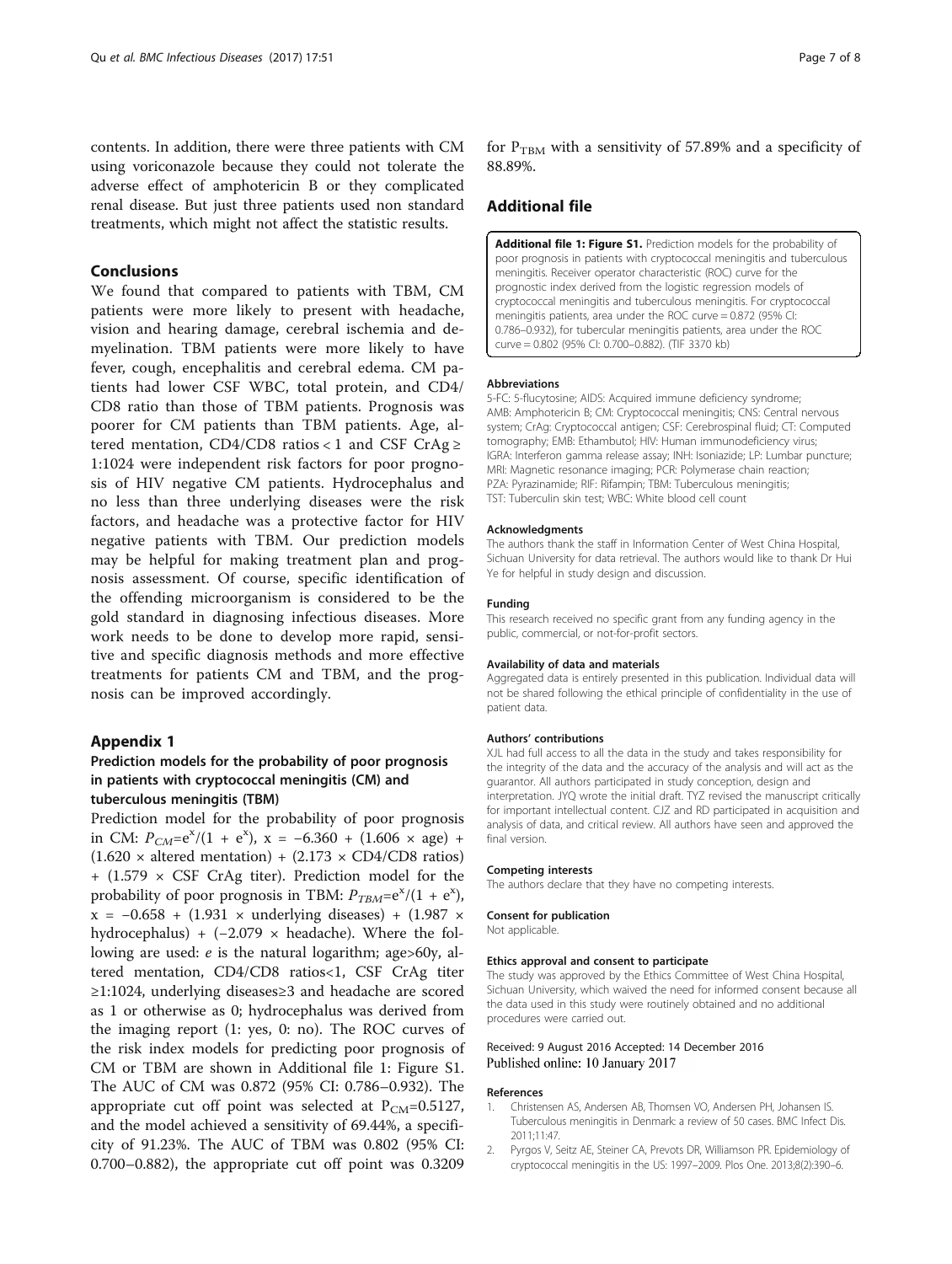contents. In addition, there were three patients with CM using voriconazole because they could not tolerate the adverse effect of amphotericin B or they complicated renal disease. But just three patients used non standard treatments, which might not affect the statistic results.

## Conclusions

We found that compared to patients with TBM, CM patients were more likely to present with headache, vision and hearing damage, cerebral ischemia and demyelination. TBM patients were more likely to have fever, cough, encephalitis and cerebral edema. CM patients had lower CSF WBC, total protein, and CD4/CD8 ratio than those of TBM patients. Prognosis was poorer for CM patients than TBM patients. Age, altered mentation, CD4/CD8 ratios < 1 and CSF CrAg ≥ 1:1024 were independent risk factors for poor prognosis of HIV negative CM patients. Hydrocephalus and no less than three underlying diseases were the risk factors, and headache was a protective factor for HIV negative patients with TBM. Our prediction models may be helpful for making treatment plan and prognosis assessment. Of course, specific identification of the offending microorganism is considered to be the gold standard in diagnosing infectious diseases. More work needs to be done to develop more rapid, sensitive and specific diagnosis methods and more effective treatments for patients CM and TBM, and the prognosis can be improved accordingly.

## Appendix 1

### Prediction models for the probability of poor prognosis in patients with cryptococcal meningitis (CM) and tuberculous meningitis (TBM)

Prediction model for the probability of poor prognosis in CM: $P_{CM}=e^{x}/(1 + e^{x})$, $x = -6.360 + (1.606 \times \text{age}) + (1.620 \times \text{altered mentation}) + (2.173 \times \text{CD4/CD8 ratios}) + (1.579 \times \text{CSF CrAg titer})$. Prediction model for the probability of poor prognosis in TBM: $P_{TBM}=e^{x}/(1 + e^{x})$, $x = -0.658 + (1.931 \times \text{underlying diseases}) + (1.987 \times \text{hydrocephalus}) + (-2.079 \times \text{headache})$. Where the following are used: $e$ is the natural logarithm; age>60y, altered mentation, CD4/CD8 ratios<1, CSF CrAg titer ≥1:1024, underlying diseases≥3 and headache are scored as 1 or otherwise as 0; hydrocephalus was derived from the imaging report (1: yes, 0: no). The ROC curves of the risk index models for predicting poor prognosis of CM or TBM are shown in Additional file 1: Figure S1. The AUC of CM was 0.872 (95% CI: 0.786–0.932). The appropriate cut off point was selected at $P_{CM}$=0.5127, and the model achieved a sensitivity of 69.44%, a specificity of 91.23%. The AUC of TBM was 0.802 (95% CI: 0.700–0.882), the appropriate cut off point was 0.3209 for $P_{TBM}$ with a sensitivity of 57.89% and a specificity of 88.89%.

## Additional file

**Additional file 1: Figure S1.** Prediction models for the probability of poor prognosis in patients with cryptococcal meningitis and tuberculous meningitis. Receiver operator characteristic (ROC) curve for the prognostic index derived from the logistic regression models of cryptococcal meningitis and tuberculous meningitis. For cryptococcal meningitis patients, area under the ROC curve = 0.872 (95% CI: 0.786–0.932), for tubercular meningitis patients, area under the ROC curve = 0.802 (95% CI: 0.700–0.882). (TIF 3370 kb)

#### Abbreviations

5-FC: 5-flucytosine; AIDS: Acquired immune deficiency syndrome; AMB: Amphotericin B; CM: Cryptococcal meningitis; CNS: Central nervous system; CrAg: Cryptococcal antigen; CSF: Cerebrospinal fluid; CT: Computed tomography; EMB: Ethambutol; HIV: Human immunodeficiency virus; IGRA: Interferon gamma release assay; INH: Isoniazide; LP: Lumbar puncture; MRI: Magnetic resonance imaging; PCR: Polymerase chain reaction; PZA: Pyrazinamide; RIF: Rifampin; TBM: Tuberculous meningitis; TST: Tuberculin skin test; WBC: White blood cell count

#### Acknowledgments

The authors thank the staff in Information Center of West China Hospital, Sichuan University for data retrieval. The authors would like to thank Dr Hui Ye for helpful in study design and discussion.

#### Funding

This research received no specific grant from any funding agency in the public, commercial, or not-for-profit sectors.

#### Availability of data and materials

Aggregated data is entirely presented in this publication. Individual data will not be shared following the ethical principle of confidentiality in the use of patient data.

#### Authors' contributions

XJL had full access to all the data in the study and takes responsibility for the integrity of the data and the accuracy of the analysis and will act as the guarantor. All authors participated in study conception, design and interpretation. JYQ wrote the initial draft. TYZ revised the manuscript critically for important intellectual content. CJZ and RD participated in acquisition and analysis of data, and critical review. All authors have seen and approved the final version.

#### Competing interests

The authors declare that they have no competing interests.

#### Consent for publication

Not applicable.

#### Ethics approval and consent to participate

The study was approved by the Ethics Committee of West China Hospital, Sichuan University, which waived the need for informed consent because all the data used in this study were routinely obtained and no additional procedures were carried out.

Received: 9 August 2016 Accepted: 14 December 2016
Published online: 10 January 2017

#### References

1. Christensen AS, Andersen AB, Thomsen VO, Andersen PH, Johansen IS. Tuberculous meningitis in Denmark: a review of 50 cases. BMC Infect Dis. 2011;11:47.
2. Pyrgos V, Seitz AE, Steiner CA, Prevots DR, Williamson PR. Epidemiology of cryptococcal meningitis in the US: 1997–2009. Plos One. 2013;8(2):390–6.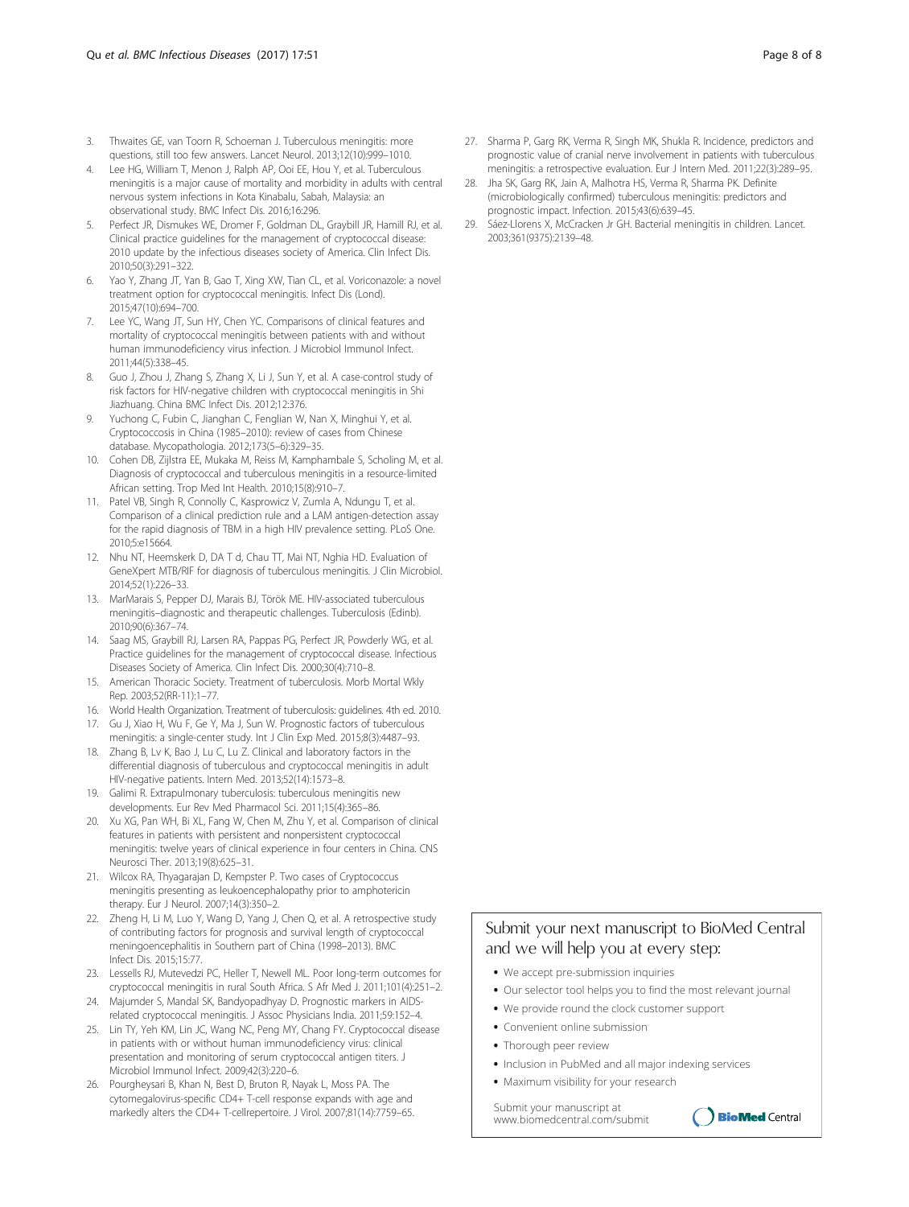3. Thwaites GE, van Toorn R, Schoeman J. Tuberculous meningitis: more questions, still too few answers. Lancet Neurol. 2013;12(10):999–1010.
4. Lee HG, William T, Menon J, Ralph AP, Ooi EE, Hou Y, et al. Tuberculous meningitis is a major cause of mortality and morbidity in adults with central nervous system infections in Kota Kinabalu, Sabah, Malaysia: an observational study. BMC Infect Dis. 2016;16:296.
5. Perfect JR, Dismukes WE, Dromer F, Goldman DL, Graybill JR, Hamill RJ, et al. Clinical practice guidelines for the management of cryptococcal disease: 2010 update by the infectious diseases society of America. Clin Infect Dis. 2010;50(3):291–322.
6. Yao Y, Zhang JT, Yan B, Gao T, Xing XW, Tian CL, et al. Voriconazole: a novel treatment option for cryptococcal meningitis. Infect Dis (Lond). 2015;47(10):694–700.
7. Lee YC, Wang JT, Sun HY, Chen YC. Comparisons of clinical features and mortality of cryptococcal meningitis between patients with and without human immunodeficiency virus infection. J Microbiol Immunol Infect. 2011;44(5):338–45.
8. Guo J, Zhou J, Zhang S, Zhang X, Li J, Sun Y, et al. A case-control study of risk factors for HIV-negative children with cryptococcal meningitis in Shi Jiazhuang. China BMC Infect Dis. 2012;12:376.
9. Yuchong C, Fubin C, Jianghan C, Fenglian W, Nan X, Minghui Y, et al. Cryptococcosis in China (1985–2010): review of cases from Chinese database. Mycopathologia. 2012;173(5–6):329–35.
10. Cohen DB, Zijlstra EE, Mukaka M, Reiss M, Kamphambale S, Scholing M, et al. Diagnosis of cryptococcal and tuberculous meningitis in a resource-limited African setting. Trop Med Int Health. 2010;15(8):910–7.
11. Patel VB, Singh R, Connolly C, Kasprowicz V, Zumla A, Ndungu T, et al. Comparison of a clinical prediction rule and a LAM antigen-detection assay for the rapid diagnosis of TBM in a high HIV prevalence setting. PLoS One. 2010;5:e15664.
12. Nhu NT, Heemskerk D, DA T d, Chau TT, Mai NT, Nghia HD. Evaluation of GeneXpert MTB/RIF for diagnosis of tuberculous meningitis. J Clin Microbiol. 2014;52(1):226–33.
13. MarMarais S, Pepper DJ, Marais BJ, Török ME. HIV-associated tuberculous meningitis–diagnostic and therapeutic challenges. Tuberculosis (Edinb). 2010;90(6):367–74.
14. Saag MS, Graybill RJ, Larsen RA, Pappas PG, Perfect JR, Powderly WG, et al. Practice guidelines for the management of cryptococcal disease. Infectious Diseases Society of America. Clin Infect Dis. 2000;30(4):710–8.
15. American Thoracic Society. Treatment of tuberculosis. Morb Mortal Wkly Rep. 2003;52(RR-11):1–77.
16. World Health Organization. Treatment of tuberculosis: guidelines. 4th ed. 2010.
17. Gu J, Xiao H, Wu F, Ge Y, Ma J, Sun W. Prognostic factors of tuberculous meningitis: a single-center study. Int J Clin Exp Med. 2015;8(3):4487–93.
18. Zhang B, Lv K, Bao J, Lu C, Lu Z. Clinical and laboratory factors in the differential diagnosis of tuberculous and cryptococcal meningitis in adult HIV-negative patients. Intern Med. 2013;52(14):1573–8.
19. Galimi R. Extrapulmonary tuberculosis: tuberculous meningitis new developments. Eur Rev Med Pharmacol Sci. 2011;15(4):365–86.
20. Xu XG, Pan WH, Bi XL, Fang W, Chen M, Zhu Y, et al. Comparison of clinical features in patients with persistent and nonpersistent cryptococcal meningitis: twelve years of clinical experience in four centers in China. CNS Neurosci Ther. 2013;19(8):625–31.
21. Wilcox RA, Thyagarajan D, Kempster P. Two cases of Cryptococcus meningitis presenting as leukoencephalopathy prior to amphotericin therapy. Eur J Neurol. 2007;14(3):350–2.
22. Zheng H, Li M, Luo Y, Wang D, Yang J, Chen Q, et al. A retrospective study of contributing factors for prognosis and survival length of cryptococcal meningoencephalitis in Southern part of China (1998–2013). BMC Infect Dis. 2015;15:77.
23. Lessells RJ, Mutevedzi PC, Heller T, Newell ML. Poor long-term outcomes for cryptococcal meningitis in rural South Africa. S Afr Med J. 2011;101(4):251–2.
24. Majumder S, Mandal SK, Bandyopadhyay D. Prognostic markers in AIDS-related cryptococcal meningitis. J Assoc Physicians India. 2011;59:152–4.
25. Lin TY, Yeh KM, Lin JC, Wang NC, Peng MY, Chang FY. Cryptococcal disease in patients with or without human immunodeficiency virus: clinical presentation and monitoring of serum cryptococcal antigen titers. J Microbiol Immunol Infect. 2009;42(3):220–6.
26. Pourgheysari B, Khan N, Best D, Bruton R, Nayak L, Moss PA. The cytomegalovirus-specific CD4+ T-cell response expands with age and markedly alters the CD4+ T-cellrepertoire. J Virol. 2007;81(14):7759–65.
27. Sharma P, Garg RK, Verma R, Singh MK, Shukla R. Incidence, predictors and prognostic value of cranial nerve involvement in patients with tuberculous meningitis: a retrospective evaluation. Eur J Intern Med. 2011;22(3):289–95.
28. Jha SK, Garg RK, Jain A, Malhotra HS, Verma R, Sharma PK. Definite (microbiologically confirmed) tuberculous meningitis: predictors and prognostic impact. Infection. 2015;43(6):639–45.
29. Sáez-Llorens X, McCracken Jr GH. Bacterial meningitis in children. Lancet. 2003;361(9375):2139–48.

Submit your next manuscript to BioMed Central and we will help you at every step:

- We accept pre-submission inquiries
- Our selector tool helps you to find the most relevant journal
- We provide round the clock customer support
- Convenient online submission
- Thorough peer review
- Inclusion in PubMed and all major indexing services
- Maximum visibility for your research

Submit your manuscript at www.biomedcentral.com/submit

BioMed Central